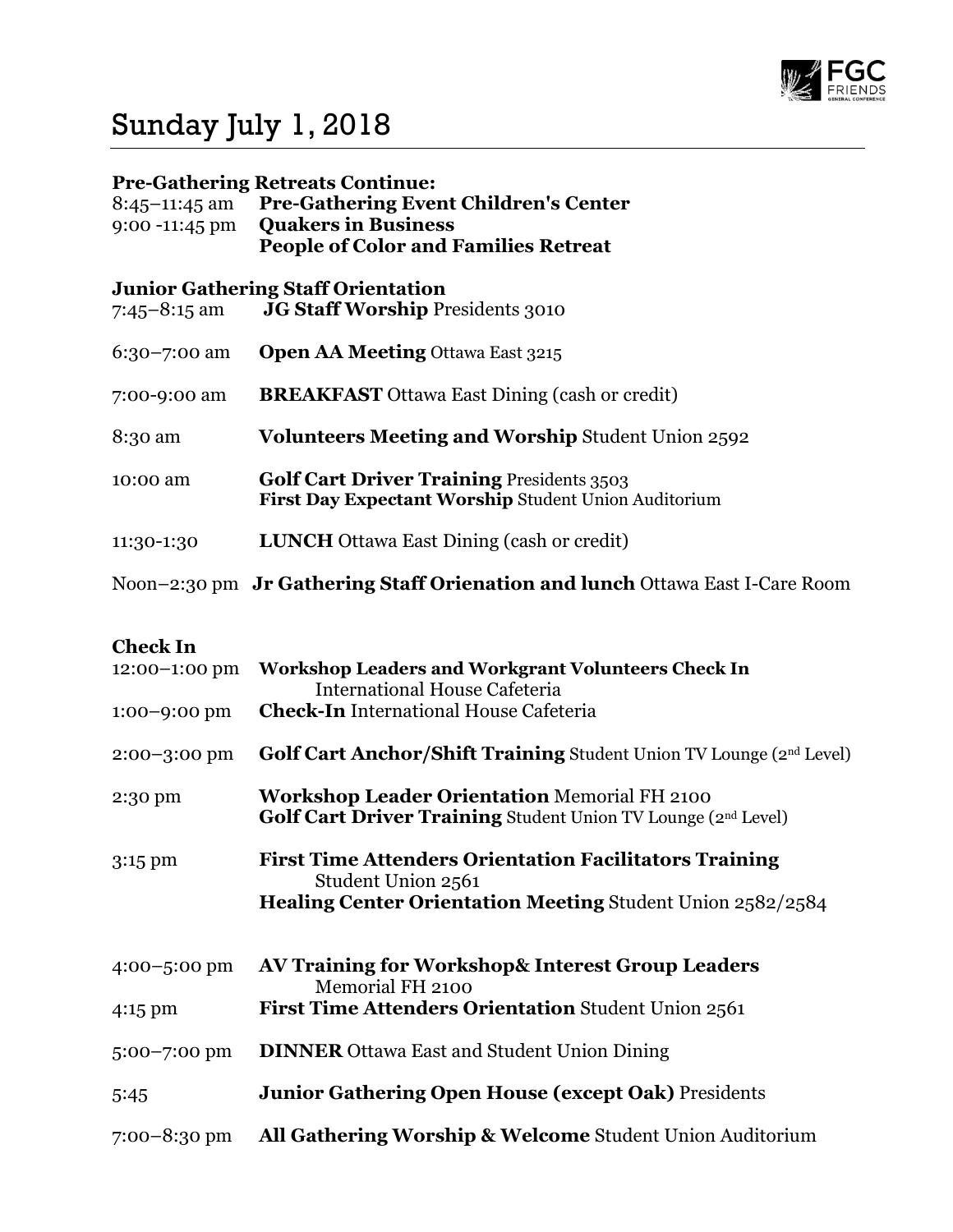# Sunday July 1, 2018

**Pre-Gathering Retreats Continue:**

8:45–11:45 am **Pre-Gathering Event Children's Center**

9:00 -11:45 pm **Quakers in Business**

**People of Color and Families Retreat**

**Junior Gathering Staff Orientation**

7:45–8:15 am **JG Staff Worship** Presidents 3010

6:30–7:00 am **Open AA Meeting** Ottawa East 3215

7:00-9:00 am **BREAKFAST** Ottawa East Dining (cash or credit)

8:30 am **Volunteers Meeting and Worship** Student Union 2592

10:00 am **Golf Cart Driver Training** Presidents 3503

**First Day Expectant Worship** Student Union Auditorium

11:30-1:30 **LUNCH** Ottawa East Dining (cash or credit)

Noon–2:30 pm **Jr Gathering Staff Orienation and lunch** Ottawa East I-Care Room

**Check In**

12:00–1:00 pm **Workshop Leaders and Workgrant Volunteers Check In** International House Cafeteria

1:00–9:00 pm **Check-In** International House Cafeteria

2:00–3:00 pm **Golf Cart Anchor/Shift Training** Student Union TV Lounge (2nd Level)

2:30 pm **Workshop Leader Orientation** Memorial FH 2100

**Golf Cart Driver Training** Student Union TV Lounge (2nd Level)

3:15 pm **First Time Attenders Orientation Facilitators Training** Student Union 2561

**Healing Center Orientation Meeting** Student Union 2582/2584

4:00–5:00 pm **AV Training for Workshop& Interest Group Leaders** Memorial FH 2100

4:15 pm **First Time Attenders Orientation** Student Union 2561

5:00–7:00 pm **DINNER** Ottawa East and Student Union Dining

5:45 **Junior Gathering Open House (except Oak)** Presidents

7:00–8:30 pm **All Gathering Worship & Welcome** Student Union Auditorium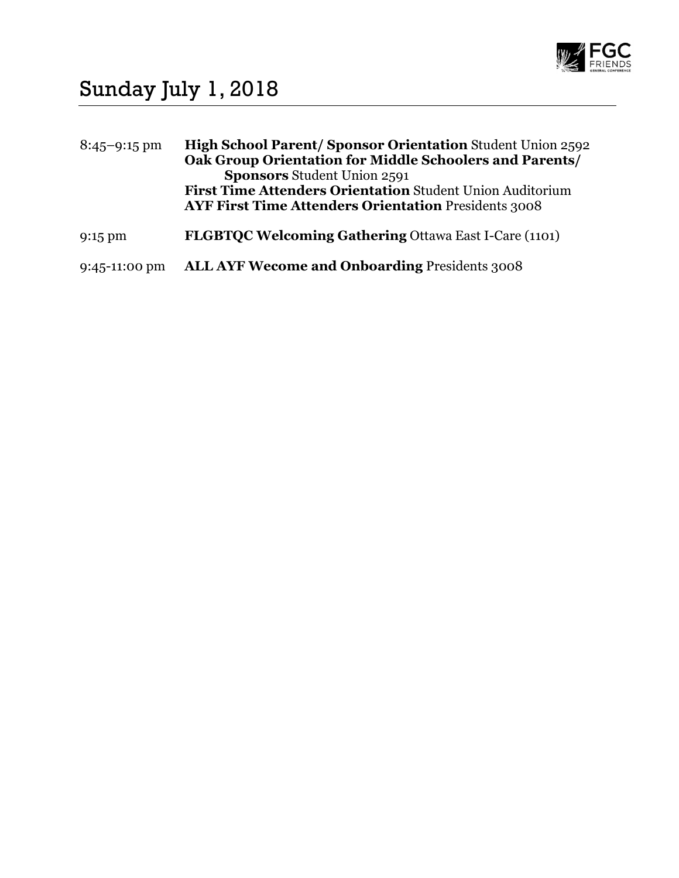# Sunday July 1, 2018

8:45–9:15 pm **High School Parent/ Sponsor Orientation** Student Union 2592
**Oak Group Orientation for Middle Schoolers and Parents/ Sponsors** Student Union 2591
**First Time Attenders Orientation** Student Union Auditorium
**AYF First Time Attenders Orientation** Presidents 3008

9:15 pm **FLGBTQC Welcoming Gathering** Ottawa East I-Care (1101)

9:45-11:00 pm **ALL AYF Wecome and Onboarding** Presidents 3008